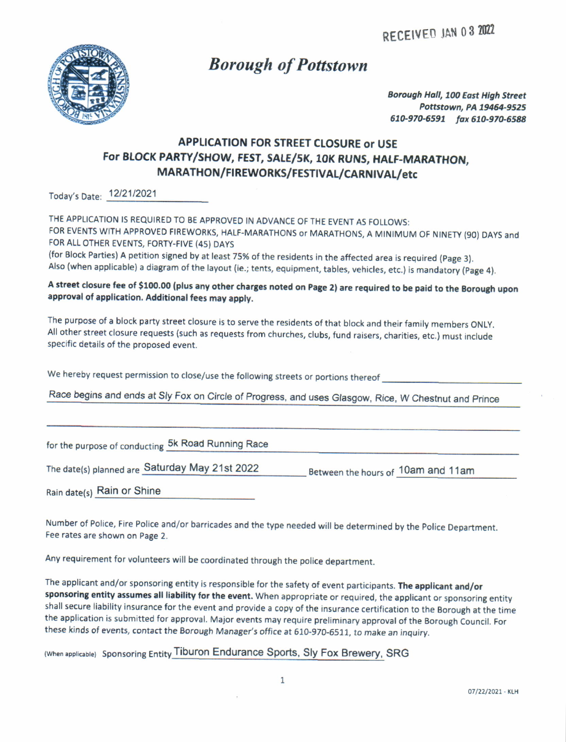RECEIVED JAN 03 2022

# *Borough of Pottstown*

***Borough Hall, 100 East High Street***
***Pottstown, PA 19464-9525***
***610-970-6591 fax 610-970-6588***

## APPLICATION FOR STREET CLOSURE or USE
## For BLOCK PARTY/SHOW, FEST, SALE/5K, 10K RUNS, HALF-MARATHON, MARATHON/FIREWORKS/FESTIVAL/CARNIVAL/etc

Today's Date: 12/21/2021

THE APPLICATION IS REQUIRED TO BE APPROVED IN ADVANCE OF THE EVENT AS FOLLOWS:
FOR EVENTS WITH APPROVED FIREWORKS, HALF-MARATHONS or MARATHONS, A MINIMUM OF NINETY (90) DAYS and FOR ALL OTHER EVENTS, FORTY-FIVE (45) DAYS
(for Block Parties) A petition signed by at least 75% of the residents in the affected area is required (Page 3).
Also (when applicable) a diagram of the layout (ie.; tents, equipment, tables, vehicles, etc.) is mandatory (Page 4).

**A street closure fee of $100.00 (plus any other charges noted on Page 2) are required to be paid to the Borough upon approval of application. Additional fees may apply.**

The purpose of a block party street closure is to serve the residents of that block and their family members ONLY. All other street closure requests (such as requests from churches, clubs, fund raisers, charities, etc.) must include specific details of the proposed event.

We hereby request permission to close/use the following streets or portions thereof

Race begins and ends at Sly Fox on Circle of Progress, and uses Glasgow, Rice, W Chestnut and Prince

for the purpose of conducting 5k Road Running Race

The date(s) planned are Saturday May 21st 2022 Between the hours of 10am and 11am

Rain date(s) Rain or Shine

Number of Police, Fire Police and/or barricades and the type needed will be determined by the Police Department. Fee rates are shown on Page 2.

Any requirement for volunteers will be coordinated through the police department.

The applicant and/or sponsoring entity is responsible for the safety of event participants. **The applicant and/or sponsoring entity assumes all liability for the event.** When appropriate or required, the applicant or sponsoring entity shall secure liability insurance for the event and provide a copy of the insurance certification to the Borough at the time the application is submitted for approval. Major events may require preliminary approval of the Borough Council. For these kinds of events, contact the Borough Manager's office at 610-970-6511, to make an inquiry.

(When applicable) Sponsoring Entity Tiburon Endurance Sports, Sly Fox Brewery, SRG

07/22/2021 - KLH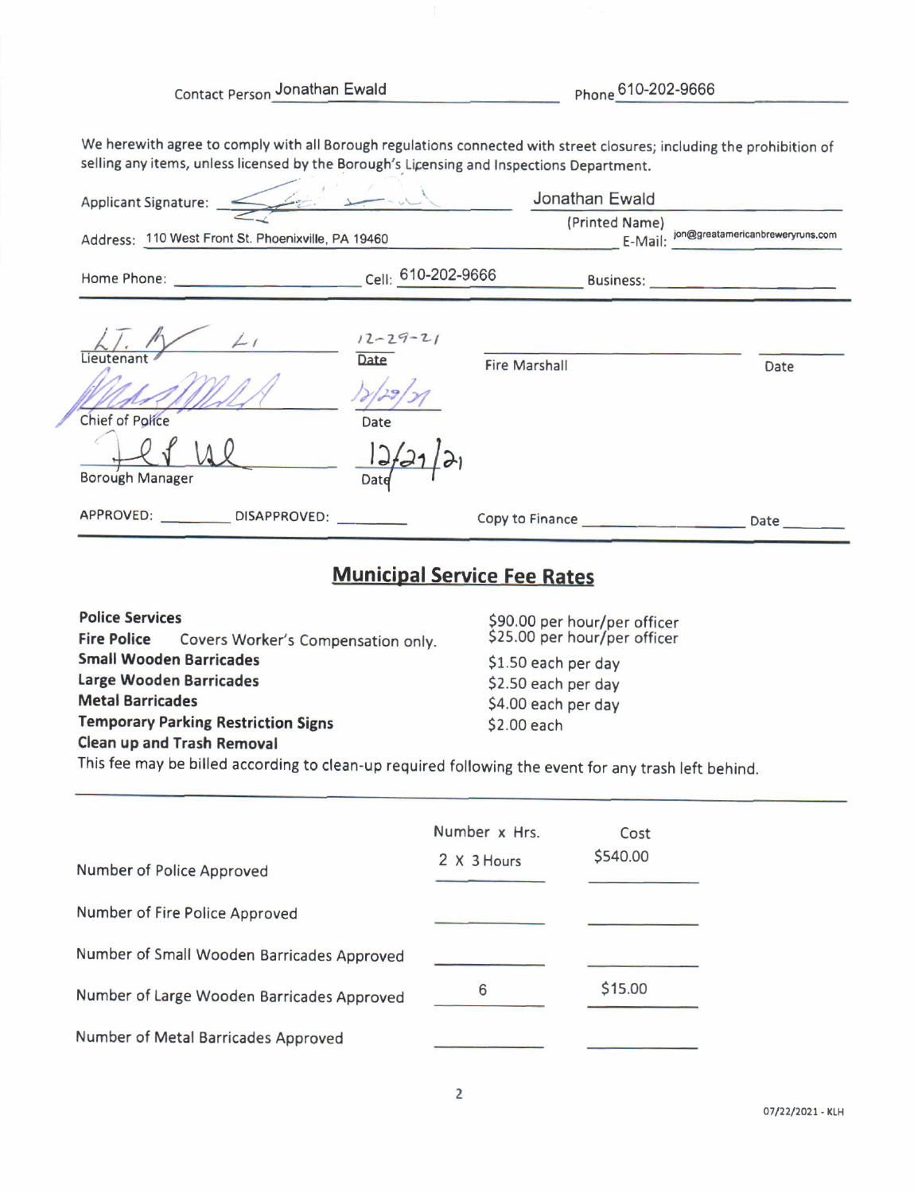Contact Person Jonathan Ewald Phone 610-202-9666

We herewith agree to comply with all Borough regulations connected with street closures; including the prohibition of selling any items, unless licensed by the Borough's Licensing and Inspections Department.

Applicant Signature: ____________________ Jonathan Ewald
(Printed Name)

Address: 110 West Front St. Phoenixville, PA 19460 E-Mail: jon@greatamericanbreweryruns.com

Home Phone: ____________ Cell: 610-202-9666 Business: ____________

---

| | | | |
|---|---|---|---|
| Lieutenant | Date: 12-29-21 | Fire Marshall | Date |
| Chief of Police | Date: 12/29/21 | | |
| Borough Manager | Date: 12/21/21 | | |

APPROVED: ________ DISAPPROVED: ________ Copy to Finance ____________ Date ________

---

## Municipal Service Fee Rates

| | |
|---|---|
| **Police Services** | $90.00 per hour/per officer |
| **Fire Police** Covers Worker's Compensation only. | $25.00 per hour/per officer |
| **Small Wooden Barricades** | $1.50 each per day |
| **Large Wooden Barricades** | $2.50 each per day |
| **Metal Barricades** | $4.00 each per day |
| **Temporary Parking Restriction Signs** | $2.00 each |
| **Clean up and Trash Removal** | |

This fee may be billed according to clean-up required following the event for any trash left behind.

---

| | Number x Hrs. | Cost |
|---|---|---|
| Number of Police Approved | 2 X 3 Hours | $540.00 |
| Number of Fire Police Approved | | |
| Number of Small Wooden Barricades Approved | | |
| Number of Large Wooden Barricades Approved | 6 | $15.00 |
| Number of Metal Barricades Approved | | |

07/22/2021 - KLH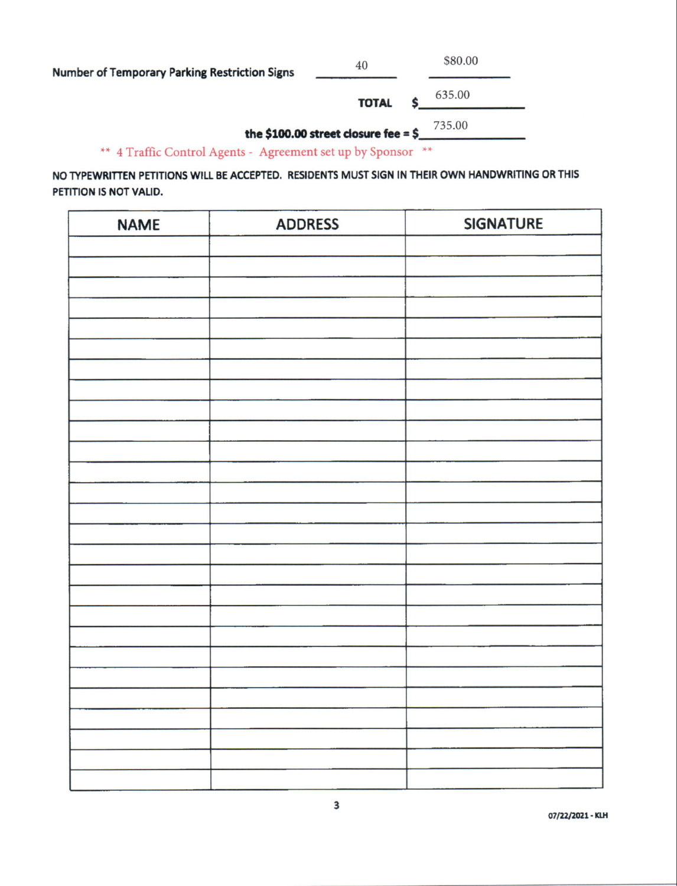Number of Temporary Parking Restriction Signs 40 $80.00

**TOTAL** $ 635.00

**the $100.00 street closure fee = $** 735.00

** 4 Traffic Control Agents - Agreement set up by Sponsor **

**NO TYPEWRITTEN PETITIONS WILL BE ACCEPTED. RESIDENTS MUST SIGN IN THEIR OWN HANDWRITING OR THIS PETITION IS NOT VALID.**

| NAME | ADDRESS | SIGNATURE |
|---|---|---|
| | | |
| | | |
| | | |
| | | |
| | | |
| | | |
| | | |
| | | |
| | | |
| | | |
| | | |
| | | |
| | | |
| | | |
| | | |
| | | |
| | | |
| | | |
| | | |
| | | |
| | | |
| | | |
| | | |
| | | |
| | | |
| | | |
| | | |
| | | |

07/22/2021 - KLH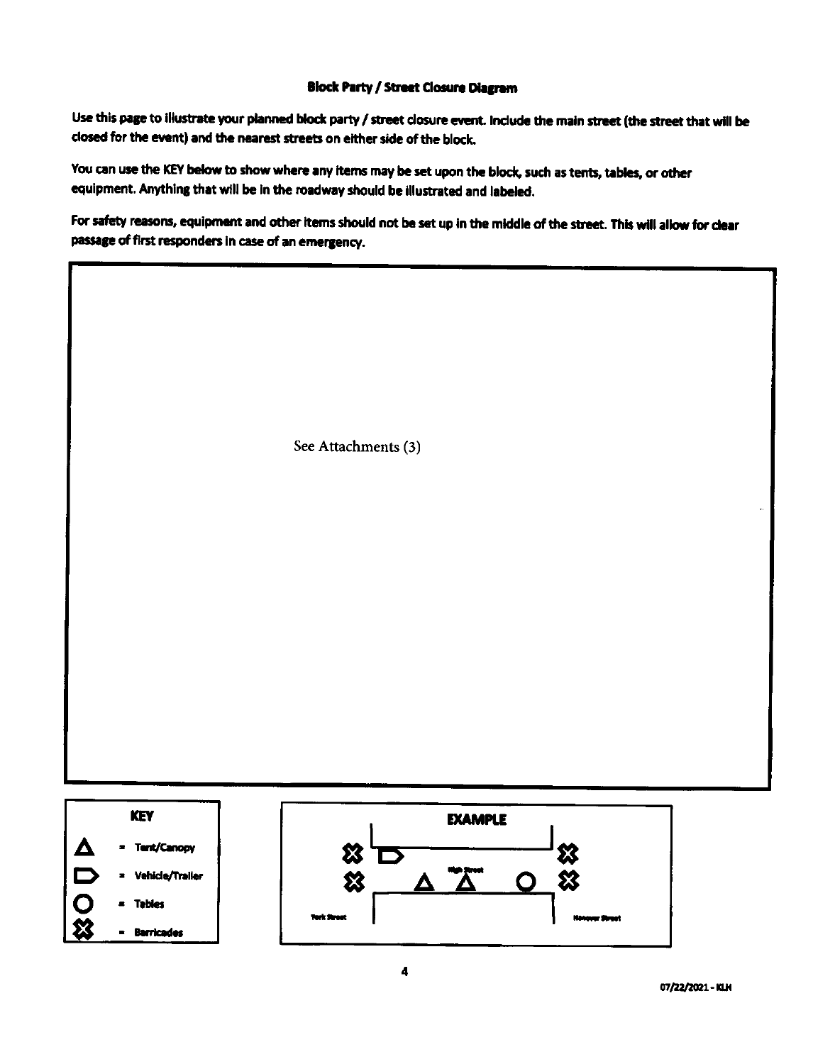**Block Party / Street Closure Diagram**

Use this page to illustrate your planned block party / street closure event. Include the main street (the street that will be closed for the event) and the nearest streets on either side of the block.

You can use the KEY below to show where any items may be set upon the block, such as tents, tables, or other equipment. Anything that will be in the roadway should be illustrated and labeled.

For safety reasons, equipment and other items should not be set up in the middle of the street. This will allow for clear passage of first responders in case of an emergency.

See Attachments (3)

**KEY**

| | |
|---|---|
| △ | = Tent/Canopy |
| ▷ | = Vehicle/Trailer |
| ○ | = Tables |
| ✖ | = Barricades |

**EXAMPLE**

High Street

York Street

Hanover Street

07/22/2021 - KLH